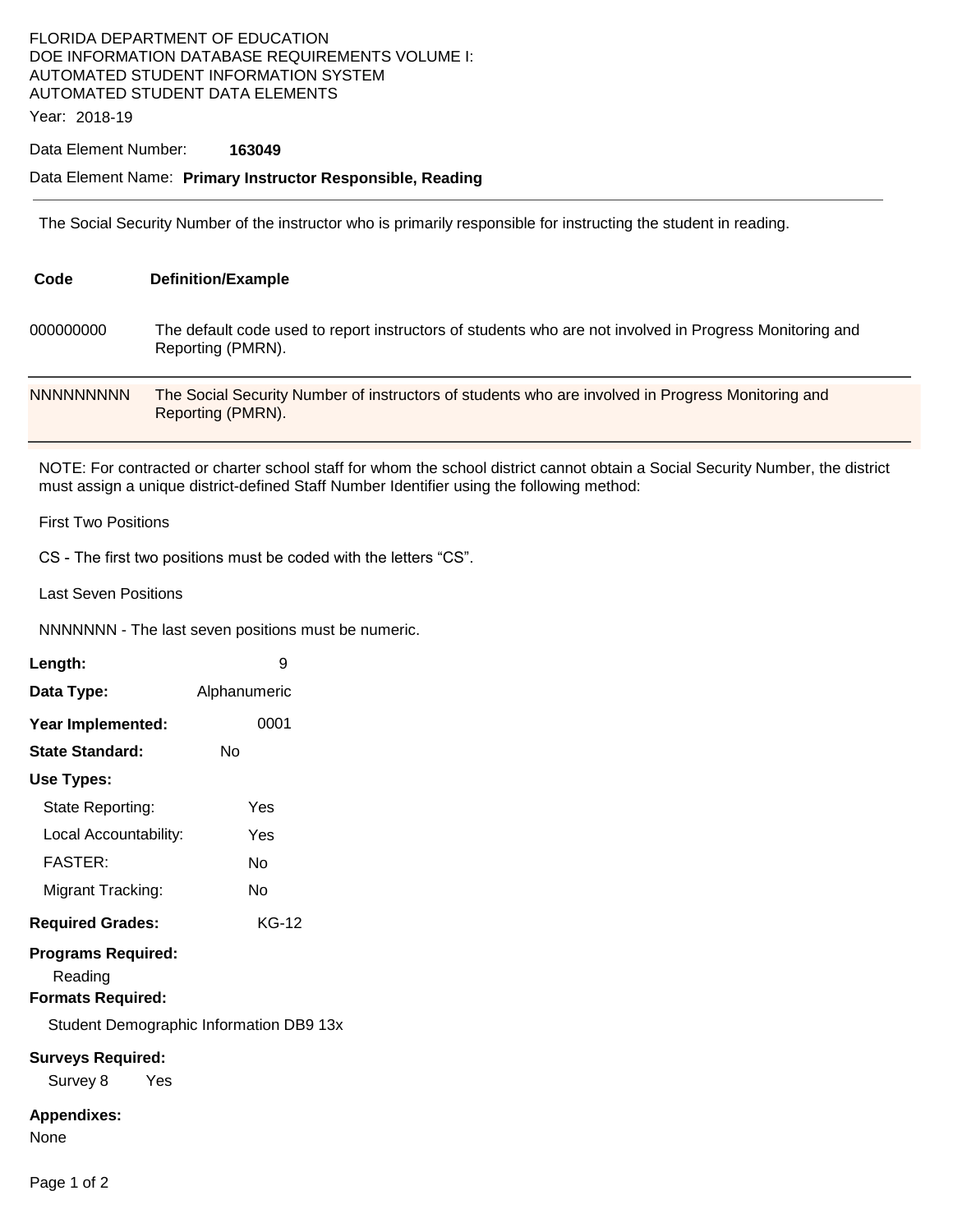FLORIDA DEPARTMENT OF EDUCATION
DOE INFORMATION DATABASE REQUIREMENTS VOLUME I:
AUTOMATED STUDENT INFORMATION SYSTEM
AUTOMATED STUDENT DATA ELEMENTS

Year: 2018-19

Data Element Number: **163049**

Data Element Name: **Primary Instructor Responsible, Reading**

---

The Social Security Number of the instructor who is primarily responsible for instructing the student in reading.

| Code | Definition/Example |
|---|---|
| 000000000 | The default code used to report instructors of students who are not involved in Progress Monitoring and Reporting (PMRN). |
| NNNNNNNNN | The Social Security Number of instructors of students who are involved in Progress Monitoring and Reporting (PMRN). |

NOTE: For contracted or charter school staff for whom the school district cannot obtain a Social Security Number, the district must assign a unique district-defined Staff Number Identifier using the following method:

First Two Positions

CS - The first two positions must be coded with the letters “CS”.

Last Seven Positions

NNNNNNN - The last seven positions must be numeric.

**Length:** 9

**Data Type:** Alphanumeric

**Year Implemented:** 0001

**State Standard:** No

**Use Types:**

State Reporting: Yes

Local Accountability: Yes

FASTER: No

Migrant Tracking: No

**Required Grades:** KG-12

**Programs Required:**

Reading

**Formats Required:**

Student Demographic Information DB9 13x

**Surveys Required:**

Survey 8 Yes

**Appendixes:**

None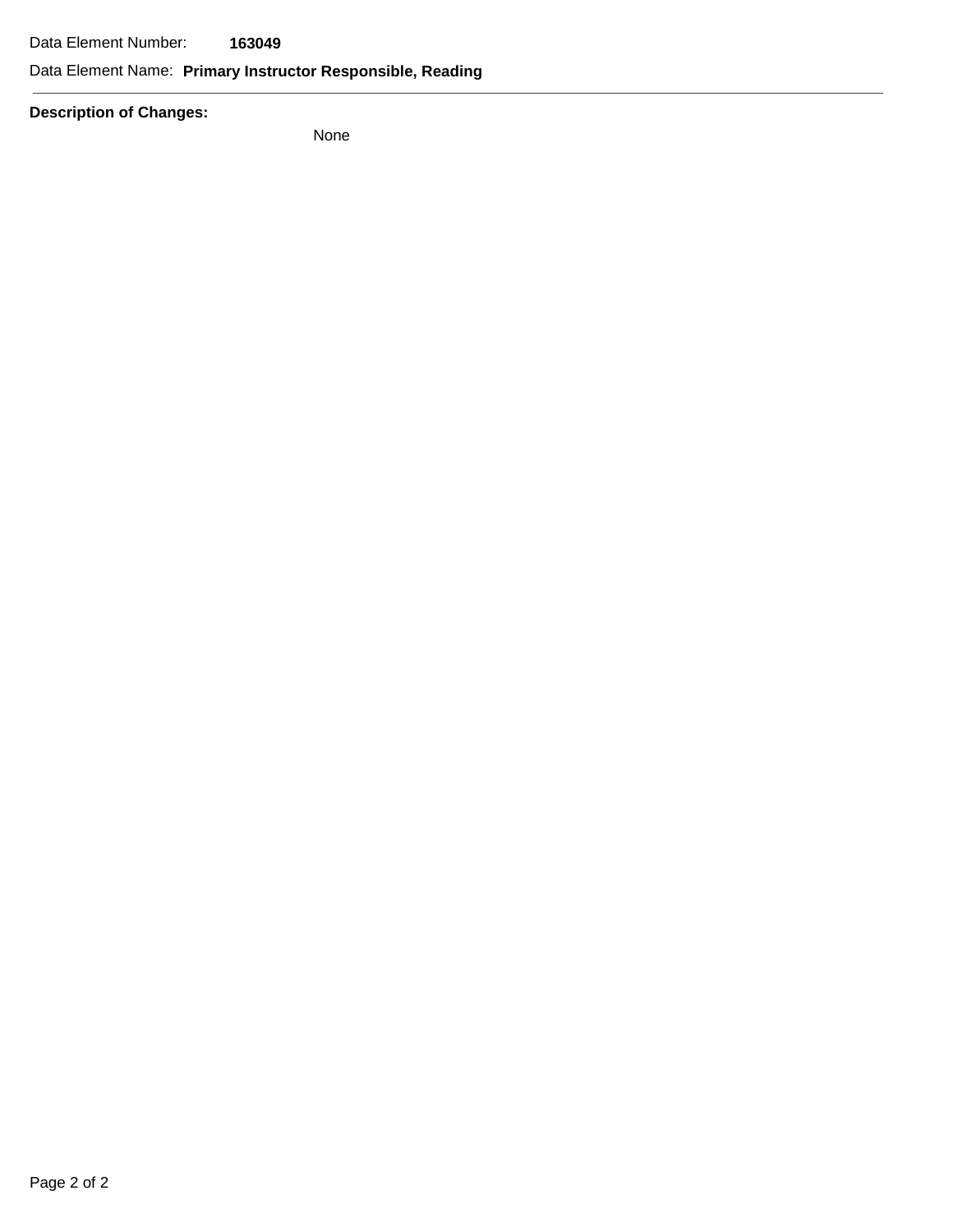Data Element Number: **163049**

Data Element Name: **Primary Instructor Responsible, Reading**

---

**Description of Changes:**

None